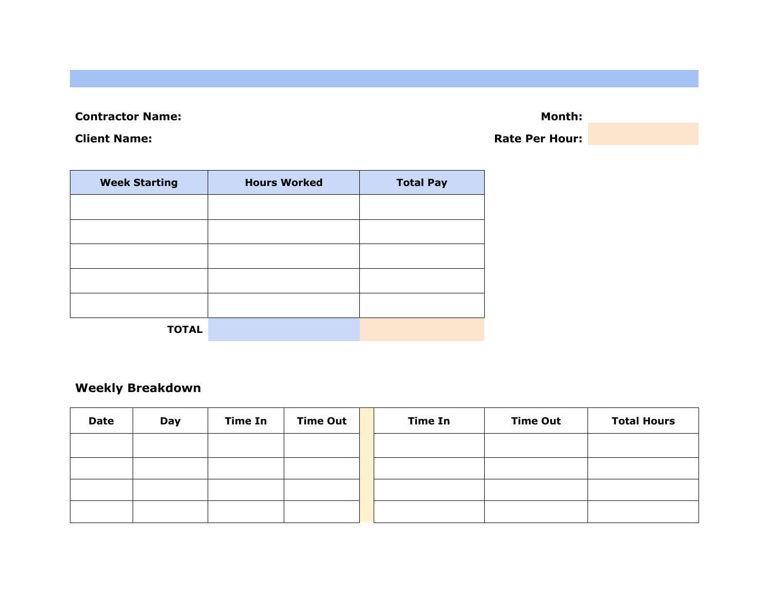**Contractor Name:**

**Client Name:**

**Month:**

**Rate Per Hour:**

| Week Starting | Hours Worked | Total Pay |
| --- | --- | --- |
| | | |
| | | |
| | | |
| | | |
| | | |
| **TOTAL** | | |

## Weekly Breakdown

| Date | Day | Time In | Time Out | | Time In | Time Out | Total Hours |
| --- | --- | --- | --- | --- | --- | --- | --- |
| | | | | | | | |
| | | | | | | | |
| | | | | | | | |
| | | | | | | | |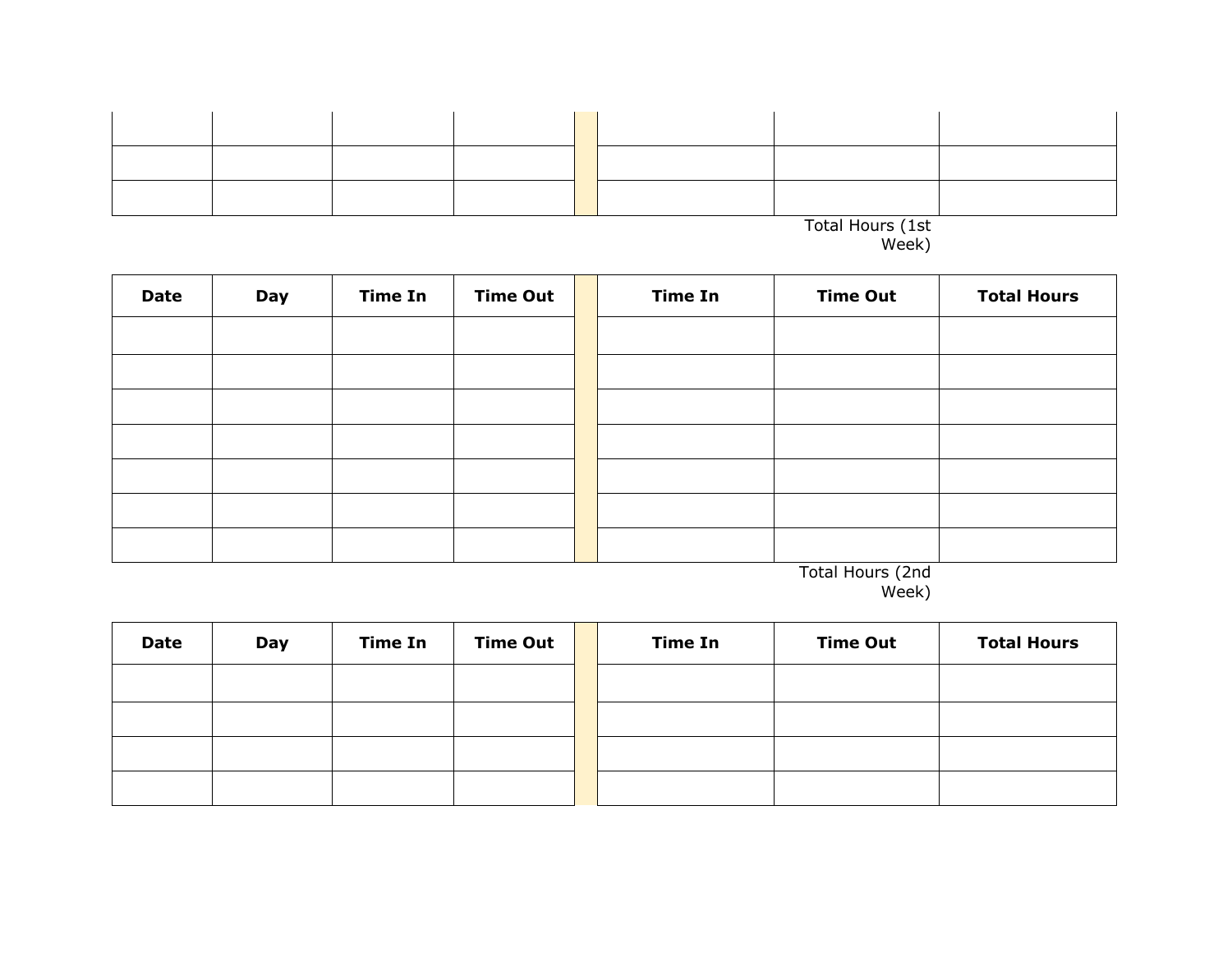| | | | | | | | |
|---|---|---|---|---|---|---|---|
| | | | | | | | |
| | | | | | | | |
| | | | | | | | |

Total Hours (1st Week)

| Date | Day | Time In | Time Out | | Time In | Time Out | Total Hours |
|---|---|---|---|---|---|---|---|
| | | | | | | | |
| | | | | | | | |
| | | | | | | | |
| | | | | | | | |
| | | | | | | | |
| | | | | | | | |
| | | | | | | | |

Total Hours (2nd Week)

| Date | Day | Time In | Time Out | | Time In | Time Out | Total Hours |
|---|---|---|---|---|---|---|---|
| | | | | | | | |
| | | | | | | | |
| | | | | | | | |
| | | | | | | | |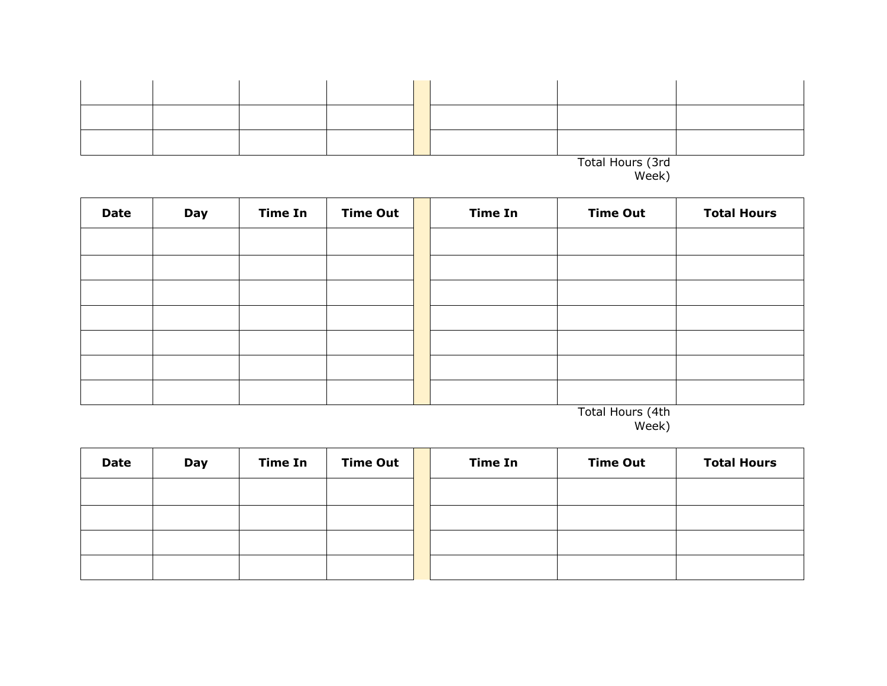| | | | | | | | |
|---|---|---|---|---|---|---|---|
| | | | | | | | |
| | | | | | | | |
| | | | | | | | |

Total Hours (3rd Week)

| Date | Day | Time In | Time Out | | Time In | Time Out | Total Hours |
|---|---|---|---|---|---|---|---|
| | | | | | | | |
| | | | | | | | |
| | | | | | | | |
| | | | | | | | |
| | | | | | | | |
| | | | | | | | |
| | | | | | | | |

Total Hours (4th Week)

| Date | Day | Time In | Time Out | | Time In | Time Out | Total Hours |
|---|---|---|---|---|---|---|---|
| | | | | | | | |
| | | | | | | | |
| | | | | | | | |
| | | | | | | | |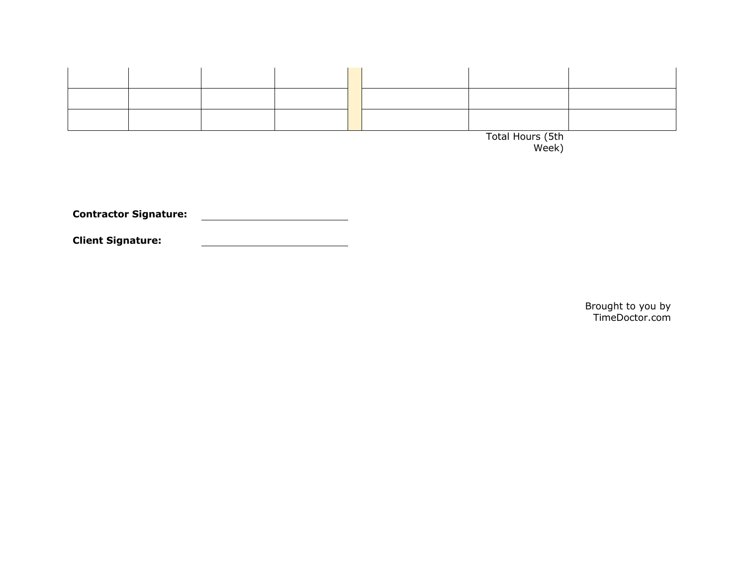| | | | | | | | |
|---|---|---|---|---|---|---|---|
| | | | | | | | |
| | | | | | | | |
| | | | | | | | |

Total Hours (5th Week)

**Contractor Signature:** ____________________

**Client Signature:** ____________________

Brought to you by TimeDoctor.com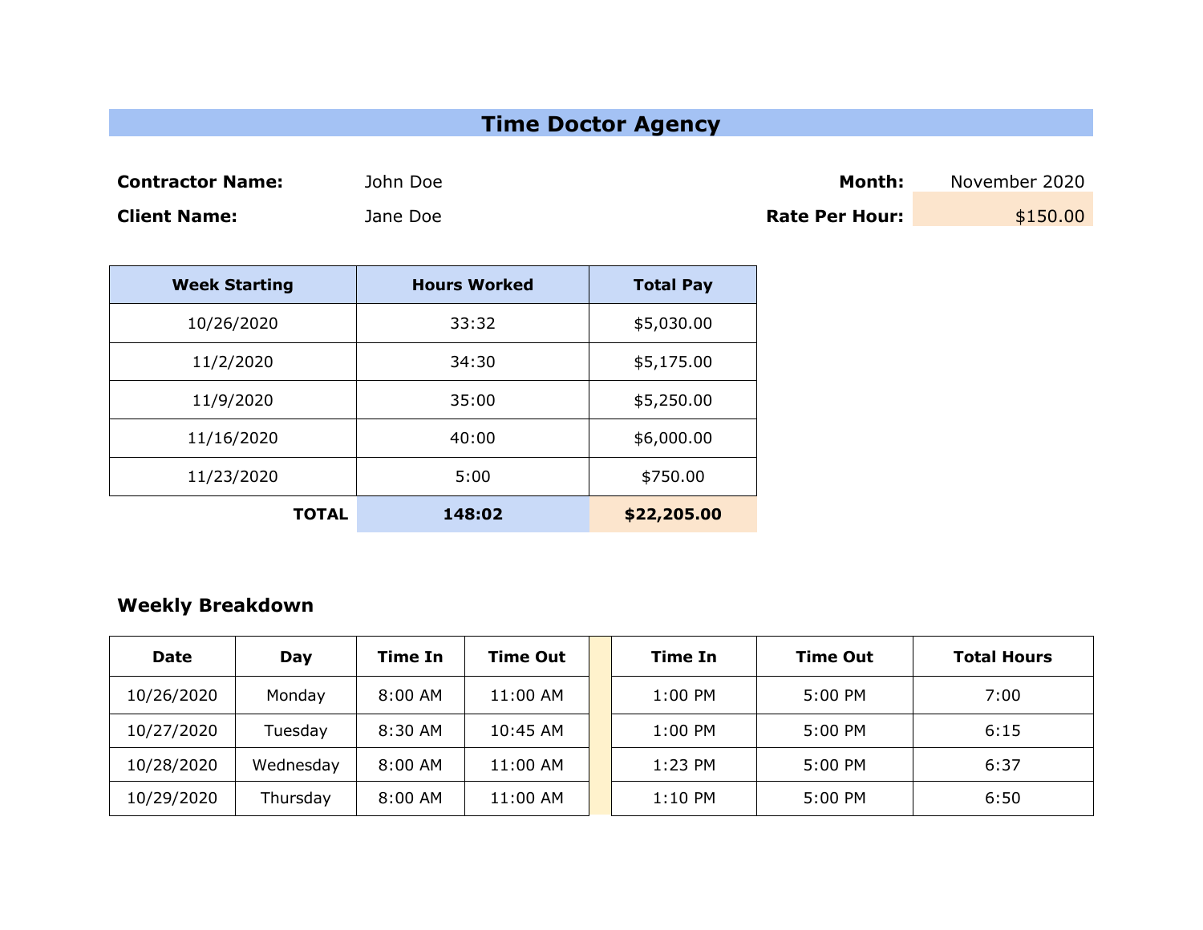# Time Doctor Agency

**Contractor Name:** John Doe

**Client Name:** Jane Doe

**Month:** November 2020

**Rate Per Hour:** $150.00

| Week Starting | Hours Worked | Total Pay |
|---|---|---|
| 10/26/2020 | 33:32 | $5,030.00 |
| 11/2/2020 | 34:30 | $5,175.00 |
| 11/9/2020 | 35:00 | $5,250.00 |
| 11/16/2020 | 40:00 | $6,000.00 |
| 11/23/2020 | 5:00 | $750.00 |
| **TOTAL** | **148:02** | **$22,205.00** |

### Weekly Breakdown

| Date | Day | Time In | Time Out | | Time In | Time Out | Total Hours |
|---|---|---|---|---|---|---|---|
| 10/26/2020 | Monday | 8:00 AM | 11:00 AM | | 1:00 PM | 5:00 PM | 7:00 |
| 10/27/2020 | Tuesday | 8:30 AM | 10:45 AM | | 1:00 PM | 5:00 PM | 6:15 |
| 10/28/2020 | Wednesday | 8:00 AM | 11:00 AM | | 1:23 PM | 5:00 PM | 6:37 |
| 10/29/2020 | Thursday | 8:00 AM | 11:00 AM | | 1:10 PM | 5:00 PM | 6:50 |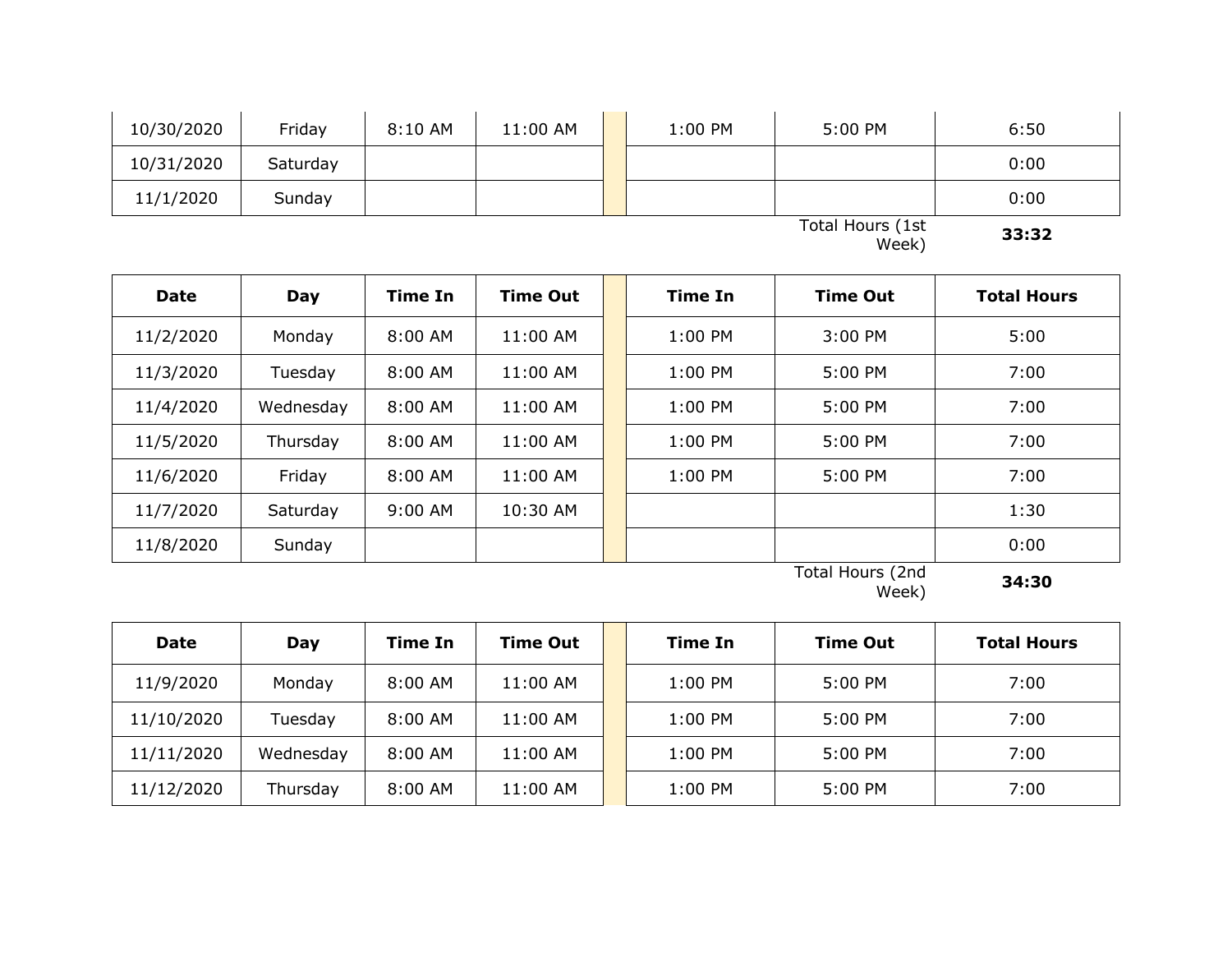| Date | Day | Time In | Time Out | | Time In | Time Out | Total Hours |
|---|---|---|---|---|---|---|---|
| 10/30/2020 | Friday | 8:10 AM | 11:00 AM | | 1:00 PM | 5:00 PM | 6:50 |
| 10/31/2020 | Saturday | | | | | | 0:00 |
| 11/1/2020 | Sunday | | | | | | 0:00 |
| | | | | | | Total Hours (1st Week) | **33:32** |

| Date | Day | Time In | Time Out | | Time In | Time Out | Total Hours |
|---|---|---|---|---|---|---|---|
| 11/2/2020 | Monday | 8:00 AM | 11:00 AM | | 1:00 PM | 3:00 PM | 5:00 |
| 11/3/2020 | Tuesday | 8:00 AM | 11:00 AM | | 1:00 PM | 5:00 PM | 7:00 |
| 11/4/2020 | Wednesday | 8:00 AM | 11:00 AM | | 1:00 PM | 5:00 PM | 7:00 |
| 11/5/2020 | Thursday | 8:00 AM | 11:00 AM | | 1:00 PM | 5:00 PM | 7:00 |
| 11/6/2020 | Friday | 8:00 AM | 11:00 AM | | 1:00 PM | 5:00 PM | 7:00 |
| 11/7/2020 | Saturday | 9:00 AM | 10:30 AM | | | | 1:30 |
| 11/8/2020 | Sunday | | | | | | 0:00 |
| | | | | | | Total Hours (2nd Week) | **34:30** |

| Date | Day | Time In | Time Out | | Time In | Time Out | Total Hours |
|---|---|---|---|---|---|---|---|
| 11/9/2020 | Monday | 8:00 AM | 11:00 AM | | 1:00 PM | 5:00 PM | 7:00 |
| 11/10/2020 | Tuesday | 8:00 AM | 11:00 AM | | 1:00 PM | 5:00 PM | 7:00 |
| 11/11/2020 | Wednesday | 8:00 AM | 11:00 AM | | 1:00 PM | 5:00 PM | 7:00 |
| 11/12/2020 | Thursday | 8:00 AM | 11:00 AM | | 1:00 PM | 5:00 PM | 7:00 |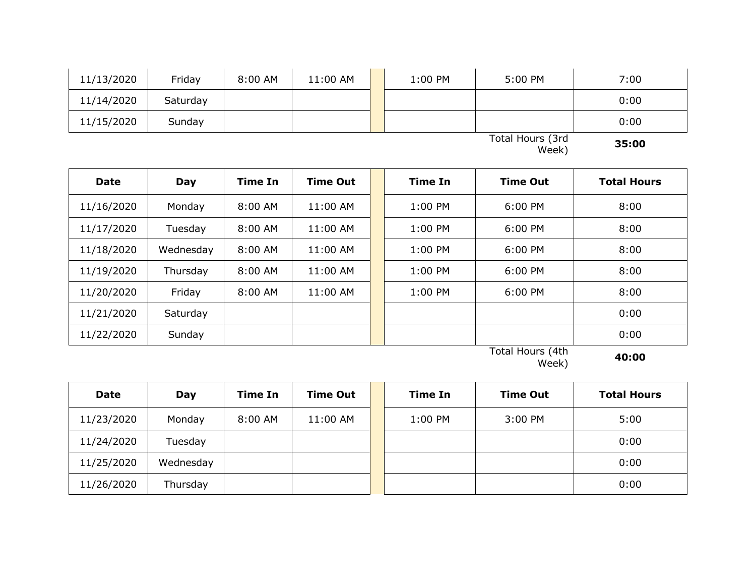| 11/13/2020 | Friday | 8:00 AM | 11:00 AM | | 1:00 PM | 5:00 PM | 7:00 |
|---|---|---|---|---|---|---|---|
| 11/14/2020 | Saturday | | | | | | 0:00 |
| 11/15/2020 | Sunday | | | | | | 0:00 |

Total Hours (3rd Week) **35:00**

| Date | Day | Time In | Time Out | | Time In | Time Out | Total Hours |
|---|---|---|---|---|---|---|---|
| 11/16/2020 | Monday | 8:00 AM | 11:00 AM | | 1:00 PM | 6:00 PM | 8:00 |
| 11/17/2020 | Tuesday | 8:00 AM | 11:00 AM | | 1:00 PM | 6:00 PM | 8:00 |
| 11/18/2020 | Wednesday | 8:00 AM | 11:00 AM | | 1:00 PM | 6:00 PM | 8:00 |
| 11/19/2020 | Thursday | 8:00 AM | 11:00 AM | | 1:00 PM | 6:00 PM | 8:00 |
| 11/20/2020 | Friday | 8:00 AM | 11:00 AM | | 1:00 PM | 6:00 PM | 8:00 |
| 11/21/2020 | Saturday | | | | | | 0:00 |
| 11/22/2020 | Sunday | | | | | | 0:00 |

Total Hours (4th Week) **40:00**

| Date | Day | Time In | Time Out | | Time In | Time Out | Total Hours |
|---|---|---|---|---|---|---|---|
| 11/23/2020 | Monday | 8:00 AM | 11:00 AM | | 1:00 PM | 3:00 PM | 5:00 |
| 11/24/2020 | Tuesday | | | | | | 0:00 |
| 11/25/2020 | Wednesday | | | | | | 0:00 |
| 11/26/2020 | Thursday | | | | | | 0:00 |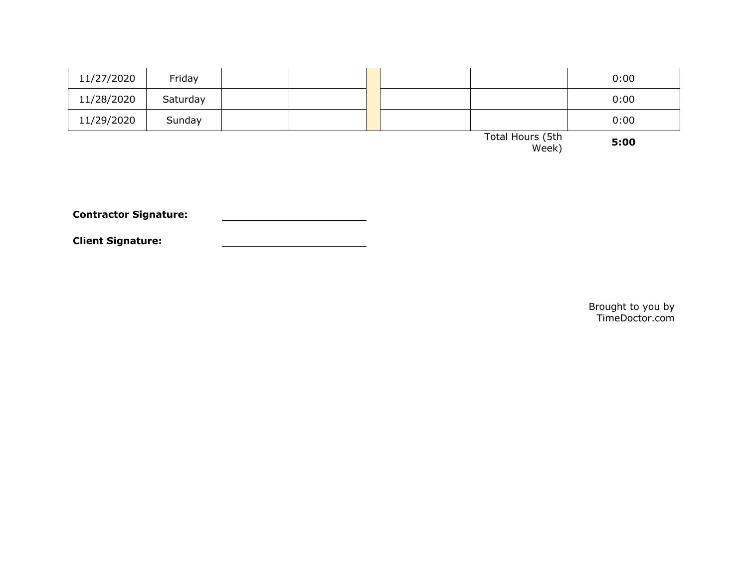| | | | | | | | |
|---|---|---|---|---|---|---|---|
| 11/27/2020 | Friday | | | | | | 0:00 |
| 11/28/2020 | Saturday | | | | | | 0:00 |
| 11/29/2020 | Sunday | | | | | | 0:00 |
| | | | | | | Total Hours (5th Week) | **5:00** |

**Contractor Signature:** ______________________

**Client Signature:** ______________________

Brought to you by TimeDoctor.com